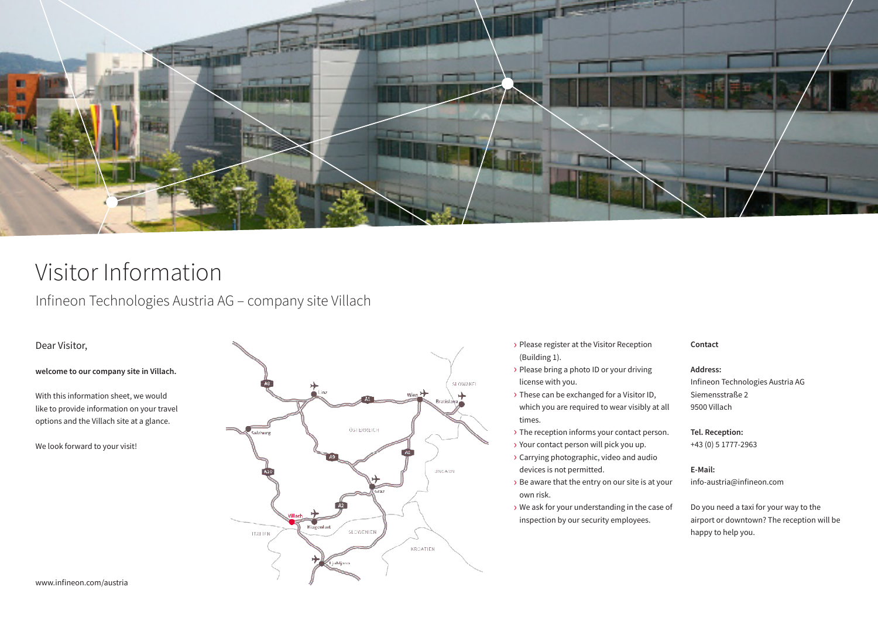# Visitor Information

## Infineon Technologies Austria AG – company site Villach

Dear Visitor,

**welcome to our company site in Villach.**

With this information sheet, we would like to provide information on your travel options and the Villach site at a glance.

We look forward to your visit!

- Please register at the Visitor Reception (Building 1).
- Please bring a photo ID or your driving license with you.
- These can be exchanged for a Visitor ID, which you are required to wear visibly at all times.
- The reception informs your contact person.
- Your contact person will pick you up.
- Carrying photographic, video and audio devices is not permitted.
- Be aware that the entry on our site is at your own risk.
- We ask for your understanding in the case of inspection by our security employees.

**Contact**

**Address:**
Infineon Technologies Austria AG
Siemensstraße 2
9500 Villach

**Tel. Reception:**
+43 (0) 5 1777-2963

**E-Mail:**
info-austria@infineon.com

Do you need a taxi for your way to the airport or downtown? The reception will be happy to help you.

www.infineon.com/austria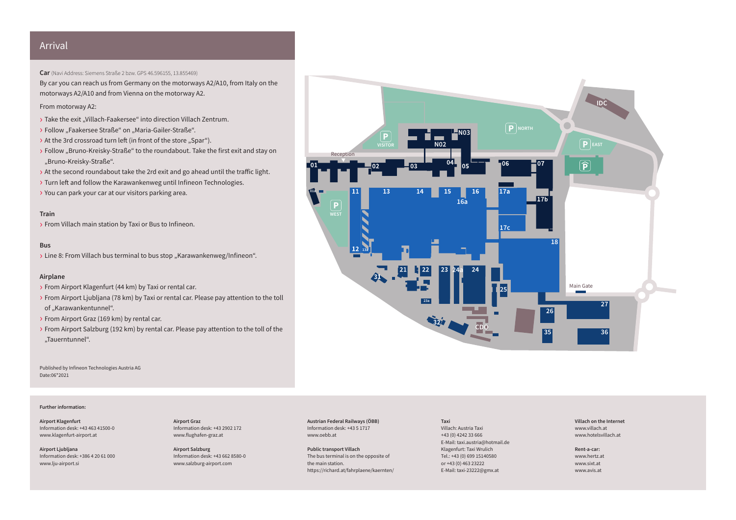## Arrival

**Car** (Navi Address: Siemens Straße 2 bzw. GPS 46.596155, 13.855469)

By car you can reach us from Germany on the motorways A2/A10, from Italy on the motorways A2/A10 and from Vienna on the motorway A2.

From motorway A2:

- Take the exit „Villach-Faakersee" into direction Villach Zentrum.
- Follow „Faakersee Straße" on „Maria-Gailer-Straße".
- At the 3rd crossroad turn left (in front of the store „Spar").
- Follow „Bruno-Kreisky-Straße" to the roundabout. Take the first exit and stay on „Bruno-Kreisky-Straße".
- At the second roundabout take the 2rd exit and go ahead until the traffic light.
- Turn left and follow the Karawankenweg until Infineon Technologies.
- You can park your car at our visitors parking area.

**Train**

- From Villach main station by Taxi or Bus to Infineon.

**Bus**

- Line 8: From Villach bus terminal to bus stop „Karawankenweg/Infineon".

**Airplane**

- From Airport Klagenfurt (44 km) by Taxi or rental car.
- From Airport Ljubljana (78 km) by Taxi or rental car. Please pay attention to the toll of „Karawankentunnel".
- From Airport Graz (169 km) by rental car.
- From Airport Salzburg (192 km) by rental car. Please pay attention to the toll of the „Tauerntunnel".

Published by Infineon Technologies Austria AG
Date:06*2021

IDC
P NORTH
P EAST
P VISITOR
P WEST
Reception
Main Gate
01 01a 02 03 04 05 06 07 N02 N03 11 12 13 13a 14 15 16 16a 17a 17b 17c 18 21 22 23 23a 24 24a 25 26 27 31 32 35 36 CDO

**Further information:**

**Airport Klagenfurt**
Information desk: +43 463 41500-0
www.klagenfurt-airport.at

**Airport Ljubljana**
Information desk: +386 4 20 61 000
www.lju-airport.si

**Airport Graz**
Information desk: +43 2902 172
www.flughafen-graz.at

**Airport Salzburg**
Information desk: +43 662 8580-0
www.salzburg-airport.com

**Austrian Federal Railways (ÖBB)**
Information desk: +43 5 1717
www.oebb.at

**Public transport Villach**
The bus terminal is on the opposite of the main station.
https://richard.at/fahrplaene/kaernten/

**Taxi**
Villach: Austria Taxi
+43 (0) 4242 33 666
E-Mail: taxi.austria@hotmail.de
Klagenfurt: Taxi Wrulich
Tel.: +43 (0) 699 15140580
or +43 (0) 463 23222
E-Mail: taxi-23222@gmx.at

**Villach on the Internet**
www.villach.at
www.hotelsvillach.at

**Rent-a-car:**
www.hertz.at
www.sixt.at
www.avis.at